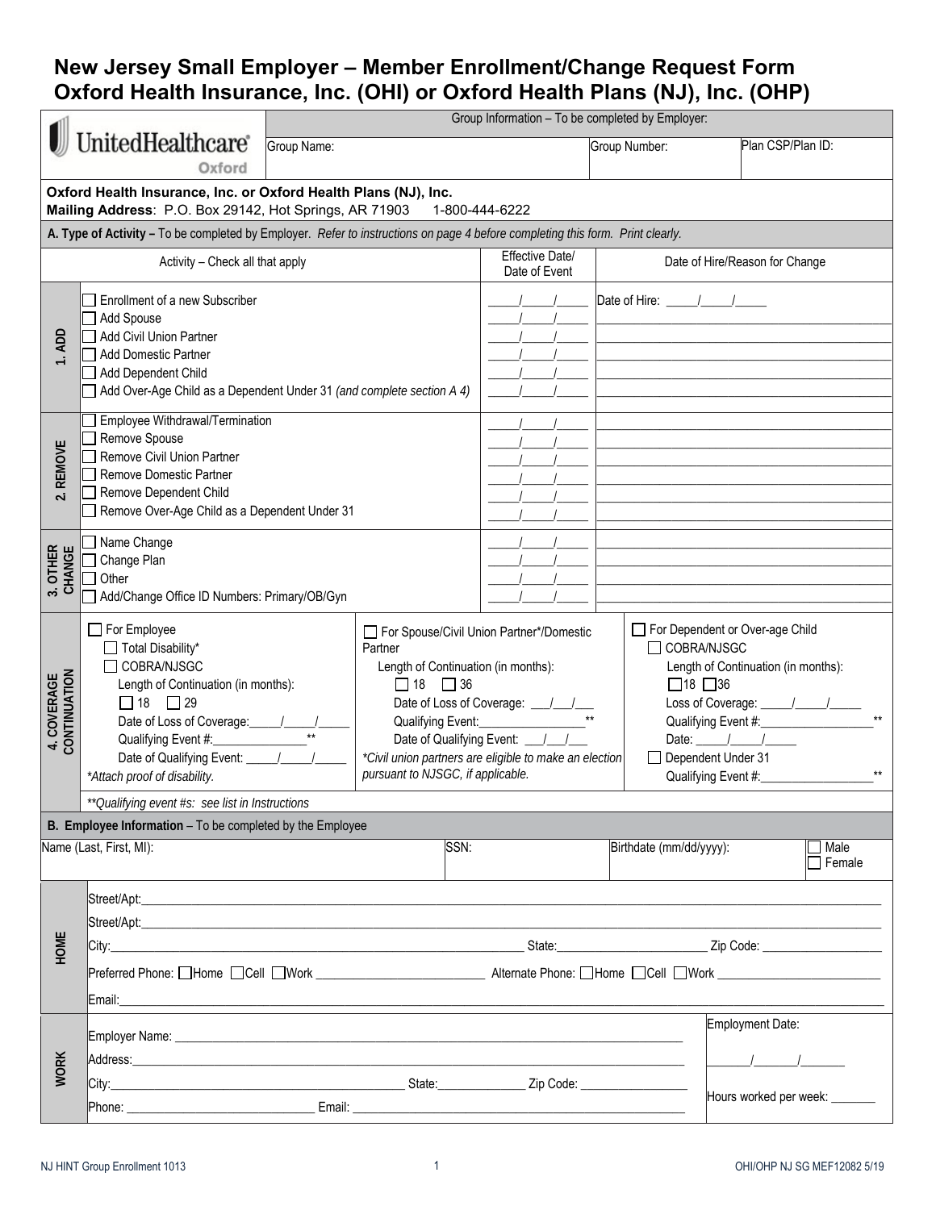# New Jersey Small Employer – Member Enrollment/Change Request Form
# Oxford Health Insurance, Inc. (OHI) or Oxford Health Plans (NJ), Inc. (OHP)

UnitedHealthcare Oxford

**Group Information – To be completed by Employer:**

| Group Name: | Group Number: | Plan CSP/Plan ID: |
|---|---|---|
| | | |

**Oxford Health Insurance, Inc. or Oxford Health Plans (NJ), Inc.**
**Mailing Address**: P.O. Box 29142, Hot Springs, AR 71903  1-800-444-6222

**A. Type of Activity –** To be completed by Employer. *Refer to instructions on page 4 before completing this form. Print clearly.*

| | Activity – Check all that apply | Effective Date/ Date of Event | Date of Hire/Reason for Change |
|---|---|---|---|
| **1. ADD** | ☐ Enrollment of a new Subscriber | \_\_\_\_/\_\_\_\_/\_\_\_\_ | Date of Hire: \_\_\_\_/\_\_\_\_/\_\_\_\_ |
| | ☐ Add Spouse | \_\_\_\_/\_\_\_\_/\_\_\_\_ | |
| | ☐ Add Civil Union Partner | \_\_\_\_/\_\_\_\_/\_\_\_\_ | |
| | ☐ Add Domestic Partner | \_\_\_\_/\_\_\_\_/\_\_\_\_ | |
| | ☐ Add Dependent Child | \_\_\_\_/\_\_\_\_/\_\_\_\_ | |
| | ☐ Add Over-Age Child as a Dependent Under 31 *(and complete section A 4)* | \_\_\_\_/\_\_\_\_/\_\_\_\_ | |
| **2. REMOVE** | ☐ Employee Withdrawal/Termination | \_\_\_\_/\_\_\_\_/\_\_\_\_ | |
| | ☐ Remove Spouse | \_\_\_\_/\_\_\_\_/\_\_\_\_ | |
| | ☐ Remove Civil Union Partner | \_\_\_\_/\_\_\_\_/\_\_\_\_ | |
| | ☐ Remove Domestic Partner | \_\_\_\_/\_\_\_\_/\_\_\_\_ | |
| | ☐ Remove Dependent Child | \_\_\_\_/\_\_\_\_/\_\_\_\_ | |
| | ☐ Remove Over-Age Child as a Dependent Under 31 | \_\_\_\_/\_\_\_\_/\_\_\_\_ | |
| **3. OTHER CHANGE** | ☐ Name Change | \_\_\_\_/\_\_\_\_/\_\_\_\_ | |
| | ☐ Change Plan | \_\_\_\_/\_\_\_\_/\_\_\_\_ | |
| | ☐ Other | \_\_\_\_/\_\_\_\_/\_\_\_\_ | |
| | ☐ Add/Change Office ID Numbers: Primary/OB/Gyn | \_\_\_\_/\_\_\_\_/\_\_\_\_ | |

**4. COVERAGE CONTINUATION**

| For Employee | For Spouse/Civil Union Partner*/Domestic Partner | For Dependent or Over-age Child |
|---|---|---|
| ☐ For Employee<br>☐ Total Disability*<br>☐ COBRA/NJSGC<br>Length of Continuation (in months):<br>☐ 18 ☐ 29<br>Date of Loss of Coverage: \_\_\_\_/\_\_\_\_/\_\_\_\_<br>Qualifying Event #: \_\_\_\_\_\_\_\_\_\_ \*\*<br>Date of Qualifying Event: \_\_\_\_/\_\_\_\_/\_\_\_\_<br>*\*Attach proof of disability.* | ☐ For Spouse/Civil Union Partner*/Domestic Partner<br>Length of Continuation (in months):<br>☐ 18 ☐ 36<br>Date of Loss of Coverage: \_\_\_/\_\_\_/\_\_\_<br>Qualifying Event: \_\_\_\_\_\_\_\_\_\_ \*\*<br>Date of Qualifying Event: \_\_\_/\_\_\_/\_\_\_<br>*\*Civil union partners are eligible to make an election pursuant to NJSGC, if applicable.* | ☐ For Dependent or Over-age Child<br>☐ COBRA/NJSGC<br>Length of Continuation (in months):<br>☐ 18 ☐ 36<br>Loss of Coverage: \_\_\_\_/\_\_\_\_/\_\_\_\_<br>Qualifying Event #: \_\_\_\_\_\_\_\_\_\_ \*\*<br>Date: \_\_\_\_/\_\_\_\_/\_\_\_\_<br>☐ Dependent Under 31<br>Qualifying Event #: \_\_\_\_\_\_\_\_\_\_ \*\* |

*\*\*Qualifying event #s: see list in Instructions*

**B. Employee Information** – To be completed by the Employee

| Name (Last, First, MI): | SSN: | Birthdate (mm/dd/yyyy): | ☐ Male ☐ Female |
|---|---|---|---|
| | | | |

**HOME**

Street/Apt: \_\_\_\_\_\_\_\_\_\_\_\_\_\_\_\_\_\_\_\_\_\_\_\_\_\_\_\_\_\_

Street/Apt: \_\_\_\_\_\_\_\_\_\_\_\_\_\_\_\_\_\_\_\_\_\_\_\_\_\_\_\_\_\_

City: \_\_\_\_\_\_\_\_\_\_\_\_\_\_\_\_\_\_\_\_ State: \_\_\_\_\_\_\_\_\_\_ Zip Code: \_\_\_\_\_\_\_\_\_\_

Preferred Phone: ☐Home ☐Cell ☐Work \_\_\_\_\_\_\_\_\_\_\_\_\_\_\_\_ Alternate Phone: ☐Home ☐Cell ☐Work \_\_\_\_\_\_\_\_\_\_\_\_\_\_\_\_

Email: \_\_\_\_\_\_\_\_\_\_\_\_\_\_\_\_\_\_\_\_\_\_\_\_\_\_\_\_\_\_

**WORK**

Employer Name: \_\_\_\_\_\_\_\_\_\_\_\_\_\_\_\_\_\_\_\_\_\_\_\_\_\_\_\_\_\_

Address: \_\_\_\_\_\_\_\_\_\_\_\_\_\_\_\_\_\_\_\_\_\_\_\_\_\_\_\_\_\_

City: \_\_\_\_\_\_\_\_\_\_\_\_\_\_\_\_\_\_\_\_ State: \_\_\_\_\_\_\_\_\_\_ Zip Code: \_\_\_\_\_\_\_\_\_\_

Phone: \_\_\_\_\_\_\_\_\_\_\_\_\_\_\_\_ Email: \_\_\_\_\_\_\_\_\_\_\_\_\_\_\_\_\_\_\_\_

Employment Date: \_\_\_\_/\_\_\_\_/\_\_\_\_

Hours worked per week: \_\_\_\_\_\_\_

NJ HINT Group Enrollment 1013

OHI/OHP NJ SG MEF12082 5/19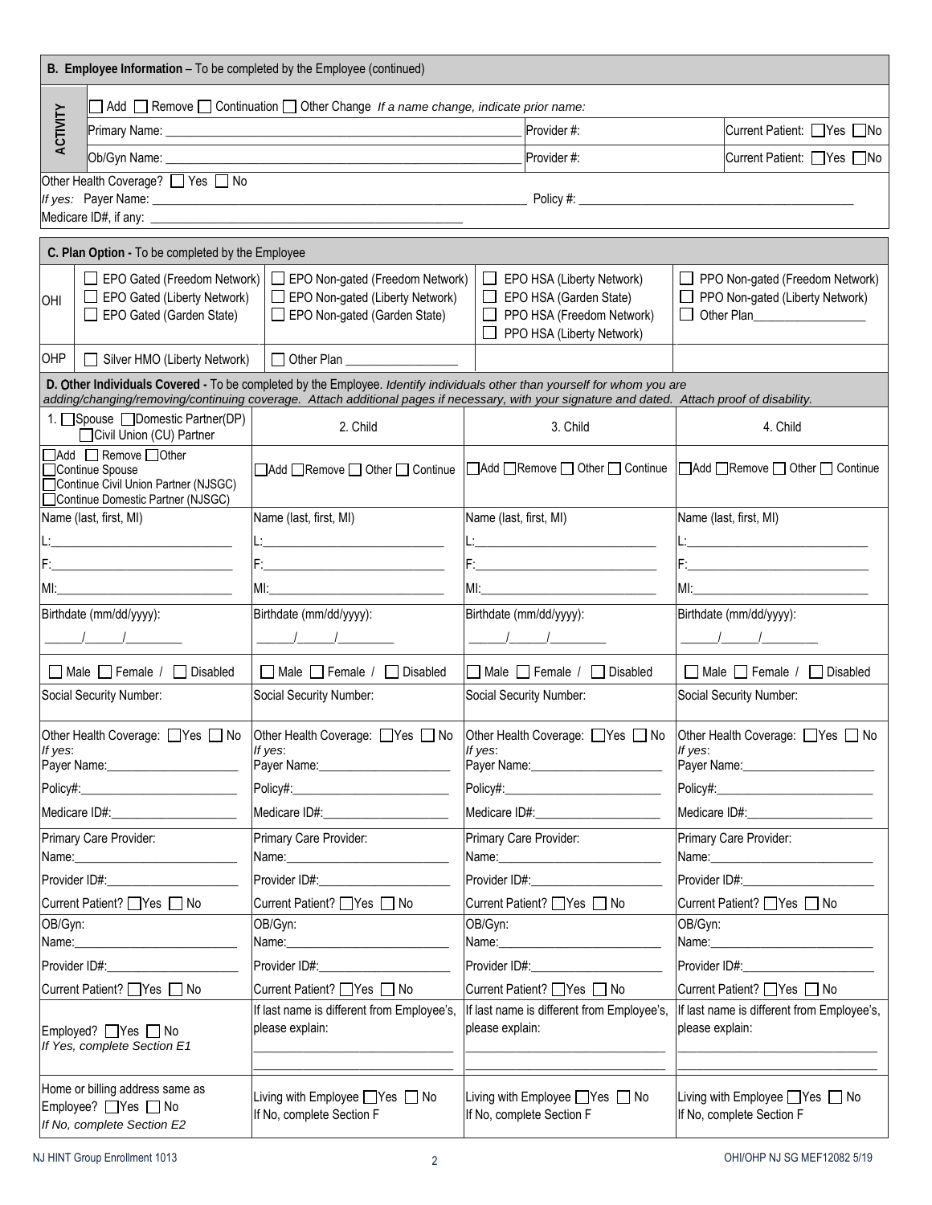**B. Employee Information** – To be completed by the Employee (continued)

| ACTIVITY | ☐ Add ☐ Remove ☐ Continuation ☐ Other Change *If a name change, indicate prior name:* | | |
|---|---|---|---|
| | Primary Name: ______ | Provider #: | Current Patient: ☐Yes ☐No |
| | Ob/Gyn Name: ______ | Provider #: | Current Patient: ☐Yes ☐No |

Other Health Coverage? ☐ Yes ☐ No
*If yes:* Payer Name: ______ Policy #: ______
Medicare ID#, if any: ______

**C. Plan Option -** To be completed by the Employee

| | | | | |
|---|---|---|---|---|
| OHI | ☐ EPO Gated (Freedom Network)<br>☐ EPO Gated (Liberty Network)<br>☐ EPO Gated (Garden State) | ☐ EPO Non-gated (Freedom Network)<br>☐ EPO Non-gated (Liberty Network)<br>☐ EPO Non-gated (Garden State) | ☐ EPO HSA (Liberty Network)<br>☐ EPO HSA (Garden State)<br>☐ PPO HSA (Freedom Network)<br>☐ PPO HSA (Liberty Network) | ☐ PPO Non-gated (Freedom Network)<br>☐ PPO Non-gated (Liberty Network)<br>☐ Other Plan______ |
| OHP | ☐ Silver HMO (Liberty Network) | ☐ Other Plan ______ | | |

**D. Other Individuals Covered -** To be completed by the Employee. *Identify individuals other than yourself for whom you are adding/changing/removing/continuing coverage. Attach additional pages if necessary, with your signature and dated. Attach proof of disability.*

| 1. ☐Spouse ☐Domestic Partner(DP) ☐Civil Union (CU) Partner | 2. Child | 3. Child | 4. Child |
|---|---|---|---|
| ☐Add ☐ Remove ☐Other<br>☐Continue Spouse<br>☐Continue Civil Union Partner (NJSGC)<br>☐Continue Domestic Partner (NJSGC) | ☐Add ☐Remove ☐ Other ☐ Continue | ☐Add ☐Remove ☐ Other ☐ Continue | ☐Add ☐Remove ☐ Other ☐ Continue |
| Name (last, first, MI)<br>L:______<br>F:______<br>MI:______ | Name (last, first, MI)<br>L:______<br>F:______<br>MI:______ | Name (last, first, MI)<br>L:______<br>F:______<br>MI:______ | Name (last, first, MI)<br>L:______<br>F:______<br>MI:______ |
| Birthdate (mm/dd/yyyy):<br>____/____/______ | Birthdate (mm/dd/yyyy):<br>____/____/______ | Birthdate (mm/dd/yyyy):<br>____/____/______ | Birthdate (mm/dd/yyyy):<br>____/____/______ |
| ☐ Male ☐ Female / ☐ Disabled | ☐ Male ☐ Female / ☐ Disabled | ☐ Male ☐ Female / ☐ Disabled | ☐ Male ☐ Female / ☐ Disabled |
| Social Security Number: | Social Security Number: | Social Security Number: | Social Security Number: |
| Other Health Coverage: ☐Yes ☐ No<br>*If yes*:<br>Payer Name:______<br>Policy#:______<br>Medicare ID#:______ | Other Health Coverage: ☐Yes ☐ No<br>*If yes*:<br>Payer Name:______<br>Policy#:______<br>Medicare ID#:______ | Other Health Coverage: ☐Yes ☐ No<br>*If yes*:<br>Payer Name:______<br>Policy#:______<br>Medicare ID#:______ | Other Health Coverage: ☐Yes ☐ No<br>*If yes*:<br>Payer Name:______<br>Policy#:______<br>Medicare ID#:______ |
| Primary Care Provider:<br>Name:______<br>Provider ID#:______<br>Current Patient? ☐Yes ☐ No | Primary Care Provider:<br>Name:______<br>Provider ID#:______<br>Current Patient? ☐Yes ☐ No | Primary Care Provider:<br>Name:______<br>Provider ID#:______<br>Current Patient? ☐Yes ☐ No | Primary Care Provider:<br>Name:______<br>Provider ID#:______<br>Current Patient? ☐Yes ☐ No |
| OB/Gyn:<br>Name:______<br>Provider ID#:______<br>Current Patient? ☐Yes ☐ No | OB/Gyn:<br>Name:______<br>Provider ID#:______<br>Current Patient? ☐Yes ☐ No | OB/Gyn:<br>Name:______<br>Provider ID#:______<br>Current Patient? ☐Yes ☐ No | OB/Gyn:<br>Name:______<br>Provider ID#:______<br>Current Patient? ☐Yes ☐ No |
| Employed? ☐Yes ☐ No<br>*If Yes, complete Section E1* | If last name is different from Employee's, please explain:<br>______ | If last name is different from Employee's, please explain:<br>______ | If last name is different from Employee's, please explain:<br>______ |
| Home or billing address same as Employee? ☐Yes ☐ No<br>*If No, complete Section E2* | Living with Employee ☐Yes ☐ No<br>If No, complete Section F | Living with Employee ☐Yes ☐ No<br>If No, complete Section F | Living with Employee ☐Yes ☐ No<br>If No, complete Section F |

NJ HINT Group Enrollment 1013 OHI/OHP NJ SG MEF12082 5/19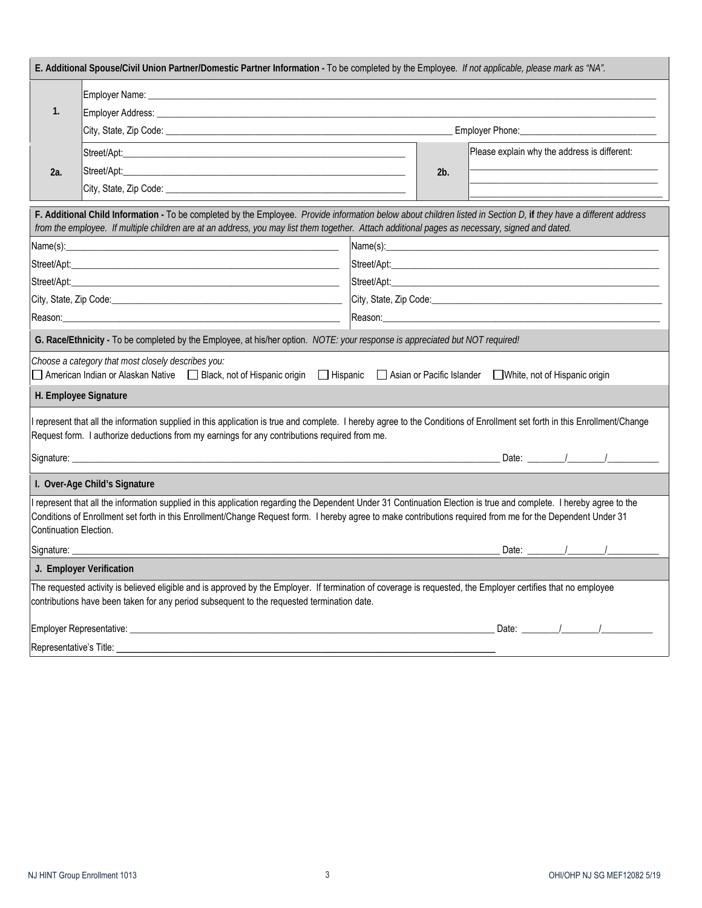**E. Additional Spouse/Civil Union Partner/Domestic Partner Information -** To be completed by the Employee. *If not applicable, please mark as "NA".*

| | | | |
|---|---|---|---|
| 1. | Employer Name: ____________<br>Employer Address: ____________<br>City, State, Zip Code: ____________ Employer Phone: ____________ | | |
| 2a. | Street/Apt: ____________<br>Street/Apt: ____________<br>City, State, Zip Code: ____________ | 2b. | Please explain why the address is different:<br>____________<br>____________<br>____________ |

**F. Additional Child Information -** To be completed by the Employee. *Provide information below about children listed in Section D,* **if** *they have a different address from the employee. If multiple children are at an address, you may list them together. Attach additional pages as necessary, signed and dated.*

| | |
|---|---|
| Name(s): ____________ | Name(s): ____________ |
| Street/Apt: ____________ | Street/Apt: ____________ |
| Street/Apt: ____________ | Street/Apt: ____________ |
| City, State, Zip Code: ____________ | City, State, Zip Code: ____________ |
| Reason: ____________ | Reason: ____________ |

**G. Race/Ethnicity -** To be completed by the Employee, at his/her option. *NOTE: your response is appreciated but NOT required!*

*Choose a category that most closely describes you:*

☐ American Indian or Alaskan Native ☐ Black, not of Hispanic origin ☐ Hispanic ☐ Asian or Pacific Islander ☐ White, not of Hispanic origin

**H. Employee Signature**

I represent that all the information supplied in this application is true and complete. I hereby agree to the Conditions of Enrollment set forth in this Enrollment/Change Request form. I authorize deductions from my earnings for any contributions required from me.

Signature: ____________ Date: ____/____/______

**I. Over-Age Child's Signature**

I represent that all the information supplied in this application regarding the Dependent Under 31 Continuation Election is true and complete. I hereby agree to the Conditions of Enrollment set forth in this Enrollment/Change Request form. I hereby agree to make contributions required from me for the Dependent Under 31 Continuation Election.

Signature: ____________ Date: ____/____/______

**J. Employer Verification**

The requested activity is believed eligible and is approved by the Employer. If termination of coverage is requested, the Employer certifies that no employee contributions have been taken for any period subsequent to the requested termination date.

Employer Representative: ____________ Date: ____/____/______

Representative's Title: ____________

NJ HINT Group Enrollment 1013 OHI/OHP NJ SG MEF12082 5/19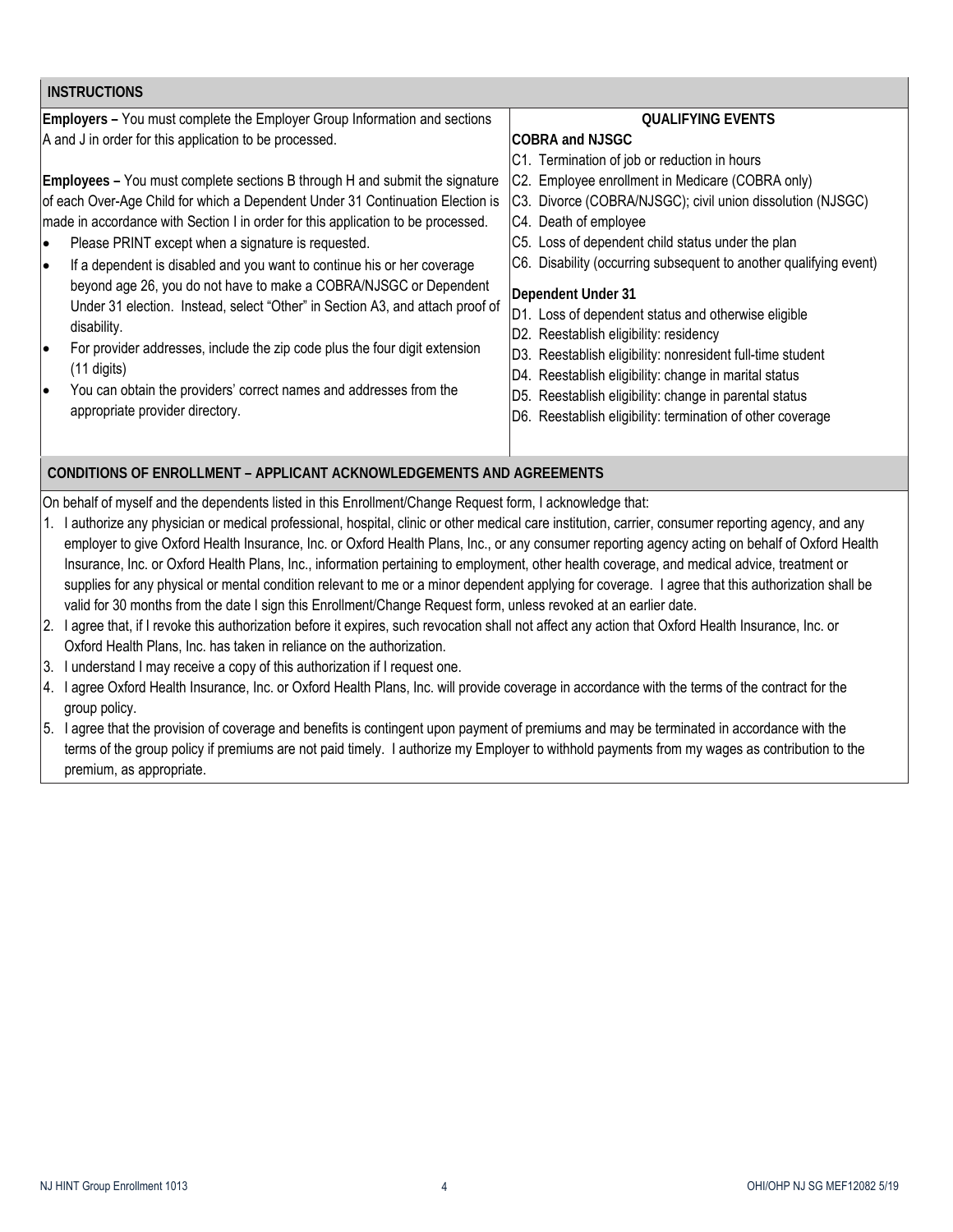## INSTRUCTIONS

**Employers –** You must complete the Employer Group Information and sections A and J in order for this application to be processed.

**Employees –** You must complete sections B through H and submit the signature of each Over-Age Child for which a Dependent Under 31 Continuation Election is made in accordance with Section I in order for this application to be processed.

- Please PRINT except when a signature is requested.
- If a dependent is disabled and you want to continue his or her coverage beyond age 26, you do not have to make a COBRA/NJSGC or Dependent Under 31 election. Instead, select "Other" in Section A3, and attach proof of disability.
- For provider addresses, include the zip code plus the four digit extension (11 digits)
- You can obtain the providers' correct names and addresses from the appropriate provider directory.

### QUALIFYING EVENTS

**COBRA and NJSGC**

C1. Termination of job or reduction in hours
C2. Employee enrollment in Medicare (COBRA only)
C3. Divorce (COBRA/NJSGC); civil union dissolution (NJSGC)
C4. Death of employee
C5. Loss of dependent child status under the plan
C6. Disability (occurring subsequent to another qualifying event)

**Dependent Under 31**

D1. Loss of dependent status and otherwise eligible
D2. Reestablish eligibility: residency
D3. Reestablish eligibility: nonresident full-time student
D4. Reestablish eligibility: change in marital status
D5. Reestablish eligibility: change in parental status
D6. Reestablish eligibility: termination of other coverage

## CONDITIONS OF ENROLLMENT – APPLICANT ACKNOWLEDGEMENTS AND AGREEMENTS

On behalf of myself and the dependents listed in this Enrollment/Change Request form, I acknowledge that:

1. I authorize any physician or medical professional, hospital, clinic or other medical care institution, carrier, consumer reporting agency, and any employer to give Oxford Health Insurance, Inc. or Oxford Health Plans, Inc., or any consumer reporting agency acting on behalf of Oxford Health Insurance, Inc. or Oxford Health Plans, Inc., information pertaining to employment, other health coverage, and medical advice, treatment or supplies for any physical or mental condition relevant to me or a minor dependent applying for coverage. I agree that this authorization shall be valid for 30 months from the date I sign this Enrollment/Change Request form, unless revoked at an earlier date.
2. I agree that, if I revoke this authorization before it expires, such revocation shall not affect any action that Oxford Health Insurance, Inc. or Oxford Health Plans, Inc. has taken in reliance on the authorization.
3. I understand I may receive a copy of this authorization if I request one.
4. I agree Oxford Health Insurance, Inc. or Oxford Health Plans, Inc. will provide coverage in accordance with the terms of the contract for the group policy.
5. I agree that the provision of coverage and benefits is contingent upon payment of premiums and may be terminated in accordance with the terms of the group policy if premiums are not paid timely. I authorize my Employer to withhold payments from my wages as contribution to the premium, as appropriate.